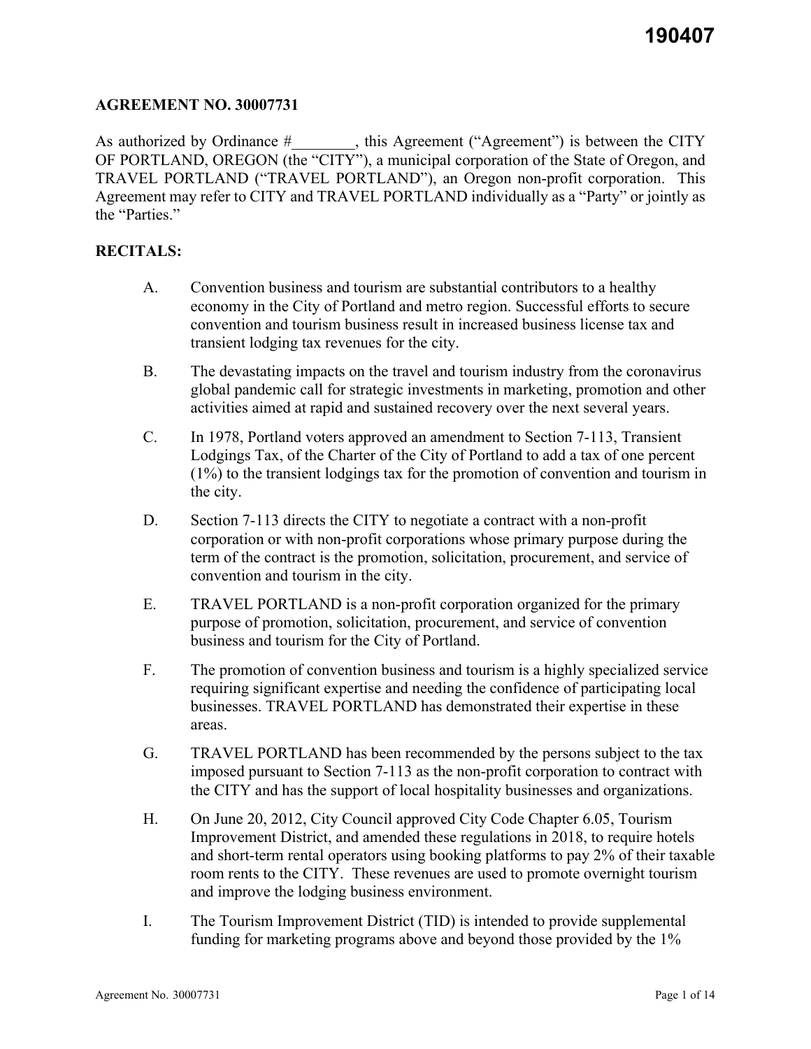190407

**AGREEMENT NO. 30007731**

As authorized by Ordinance #________, this Agreement ("Agreement") is between the CITY OF PORTLAND, OREGON (the "CITY"), a municipal corporation of the State of Oregon, and TRAVEL PORTLAND ("TRAVEL PORTLAND"), an Oregon non-profit corporation. This Agreement may refer to CITY and TRAVEL PORTLAND individually as a "Party" or jointly as the "Parties."

**RECITALS:**

A. Convention business and tourism are substantial contributors to a healthy economy in the City of Portland and metro region. Successful efforts to secure convention and tourism business result in increased business license tax and transient lodging tax revenues for the city.

B. The devastating impacts on the travel and tourism industry from the coronavirus global pandemic call for strategic investments in marketing, promotion and other activities aimed at rapid and sustained recovery over the next several years.

C. In 1978, Portland voters approved an amendment to Section 7-113, Transient Lodgings Tax, of the Charter of the City of Portland to add a tax of one percent (1%) to the transient lodgings tax for the promotion of convention and tourism in the city.

D. Section 7-113 directs the CITY to negotiate a contract with a non-profit corporation or with non-profit corporations whose primary purpose during the term of the contract is the promotion, solicitation, procurement, and service of convention and tourism in the city.

E. TRAVEL PORTLAND is a non-profit corporation organized for the primary purpose of promotion, solicitation, procurement, and service of convention business and tourism for the City of Portland.

F. The promotion of convention business and tourism is a highly specialized service requiring significant expertise and needing the confidence of participating local businesses. TRAVEL PORTLAND has demonstrated their expertise in these areas.

G. TRAVEL PORTLAND has been recommended by the persons subject to the tax imposed pursuant to Section 7-113 as the non-profit corporation to contract with the CITY and has the support of local hospitality businesses and organizations.

H. On June 20, 2012, City Council approved City Code Chapter 6.05, Tourism Improvement District, and amended these regulations in 2018, to require hotels and short-term rental operators using booking platforms to pay 2% of their taxable room rents to the CITY. These revenues are used to promote overnight tourism and improve the lodging business environment.

I. The Tourism Improvement District (TID) is intended to provide supplemental funding for marketing programs above and beyond those provided by the 1%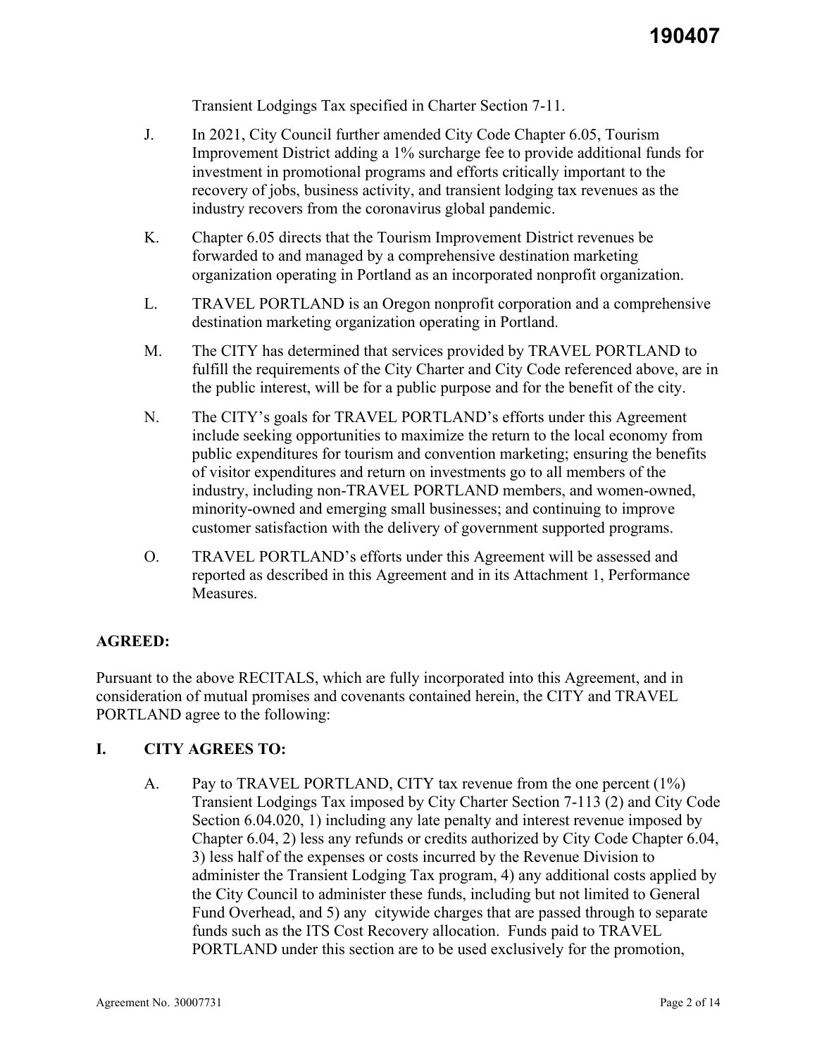Transient Lodgings Tax specified in Charter Section 7-11.

J. In 2021, City Council further amended City Code Chapter 6.05, Tourism Improvement District adding a 1% surcharge fee to provide additional funds for investment in promotional programs and efforts critically important to the recovery of jobs, business activity, and transient lodging tax revenues as the industry recovers from the coronavirus global pandemic.

K. Chapter 6.05 directs that the Tourism Improvement District revenues be forwarded to and managed by a comprehensive destination marketing organization operating in Portland as an incorporated nonprofit organization.

L. TRAVEL PORTLAND is an Oregon nonprofit corporation and a comprehensive destination marketing organization operating in Portland.

M. The CITY has determined that services provided by TRAVEL PORTLAND to fulfill the requirements of the City Charter and City Code referenced above, are in the public interest, will be for a public purpose and for the benefit of the city.

N. The CITY's goals for TRAVEL PORTLAND's efforts under this Agreement include seeking opportunities to maximize the return to the local economy from public expenditures for tourism and convention marketing; ensuring the benefits of visitor expenditures and return on investments go to all members of the industry, including non-TRAVEL PORTLAND members, and women-owned, minority-owned and emerging small businesses; and continuing to improve customer satisfaction with the delivery of government supported programs.

O. TRAVEL PORTLAND's efforts under this Agreement will be assessed and reported as described in this Agreement and in its Attachment 1, Performance Measures.

**AGREED:**

Pursuant to the above RECITALS, which are fully incorporated into this Agreement, and in consideration of mutual promises and covenants contained herein, the CITY and TRAVEL PORTLAND agree to the following:

## I. CITY AGREES TO:

A. Pay to TRAVEL PORTLAND, CITY tax revenue from the one percent (1%) Transient Lodgings Tax imposed by City Charter Section 7-113 (2) and City Code Section 6.04.020, 1) including any late penalty and interest revenue imposed by Chapter 6.04, 2) less any refunds or credits authorized by City Code Chapter 6.04, 3) less half of the expenses or costs incurred by the Revenue Division to administer the Transient Lodging Tax program, 4) any additional costs applied by the City Council to administer these funds, including but not limited to General Fund Overhead, and 5) any citywide charges that are passed through to separate funds such as the ITS Cost Recovery allocation. Funds paid to TRAVEL PORTLAND under this section are to be used exclusively for the promotion,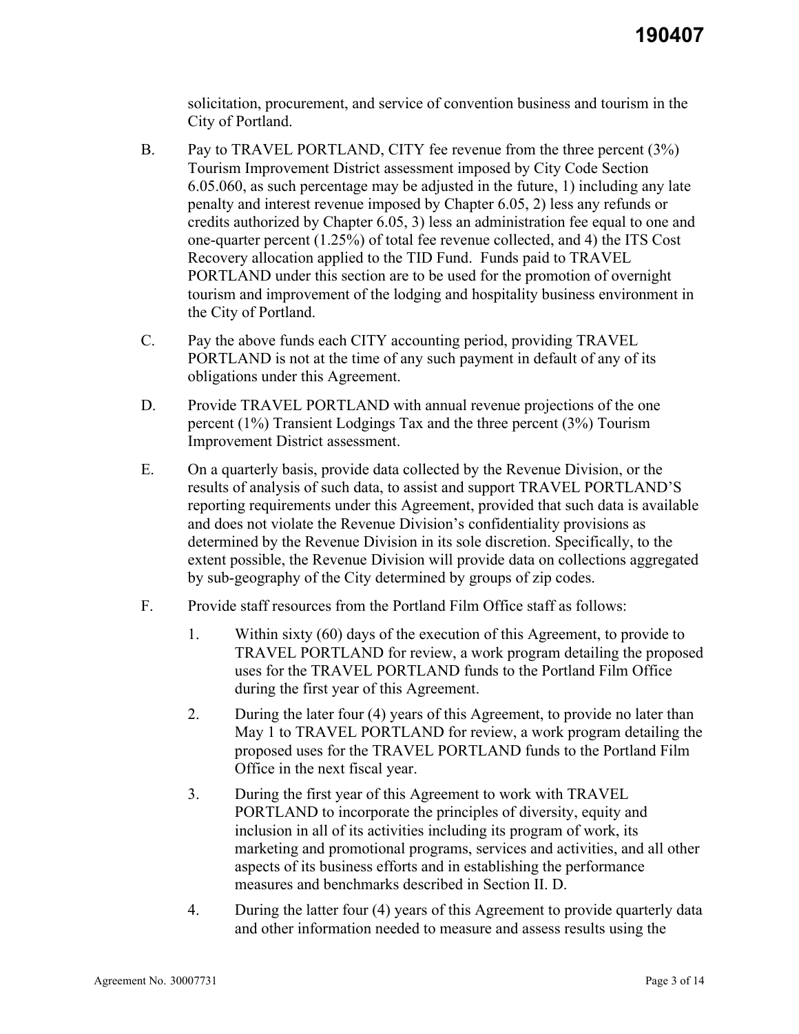solicitation, procurement, and service of convention business and tourism in the City of Portland.

B. Pay to TRAVEL PORTLAND, CITY fee revenue from the three percent (3%) Tourism Improvement District assessment imposed by City Code Section 6.05.060, as such percentage may be adjusted in the future, 1) including any late penalty and interest revenue imposed by Chapter 6.05, 2) less any refunds or credits authorized by Chapter 6.05, 3) less an administration fee equal to one and one-quarter percent (1.25%) of total fee revenue collected, and 4) the ITS Cost Recovery allocation applied to the TID Fund. Funds paid to TRAVEL PORTLAND under this section are to be used for the promotion of overnight tourism and improvement of the lodging and hospitality business environment in the City of Portland.

C. Pay the above funds each CITY accounting period, providing TRAVEL PORTLAND is not at the time of any such payment in default of any of its obligations under this Agreement.

D. Provide TRAVEL PORTLAND with annual revenue projections of the one percent (1%) Transient Lodgings Tax and the three percent (3%) Tourism Improvement District assessment.

E. On a quarterly basis, provide data collected by the Revenue Division, or the results of analysis of such data, to assist and support TRAVEL PORTLAND'S reporting requirements under this Agreement, provided that such data is available and does not violate the Revenue Division's confidentiality provisions as determined by the Revenue Division in its sole discretion. Specifically, to the extent possible, the Revenue Division will provide data on collections aggregated by sub-geography of the City determined by groups of zip codes.

F. Provide staff resources from the Portland Film Office staff as follows:

   1. Within sixty (60) days of the execution of this Agreement, to provide to TRAVEL PORTLAND for review, a work program detailing the proposed uses for the TRAVEL PORTLAND funds to the Portland Film Office during the first year of this Agreement.

   2. During the later four (4) years of this Agreement, to provide no later than May 1 to TRAVEL PORTLAND for review, a work program detailing the proposed uses for the TRAVEL PORTLAND funds to the Portland Film Office in the next fiscal year.

   3. During the first year of this Agreement to work with TRAVEL PORTLAND to incorporate the principles of diversity, equity and inclusion in all of its activities including its program of work, its marketing and promotional programs, services and activities, and all other aspects of its business efforts and in establishing the performance measures and benchmarks described in Section II. D.

   4. During the latter four (4) years of this Agreement to provide quarterly data and other information needed to measure and assess results using the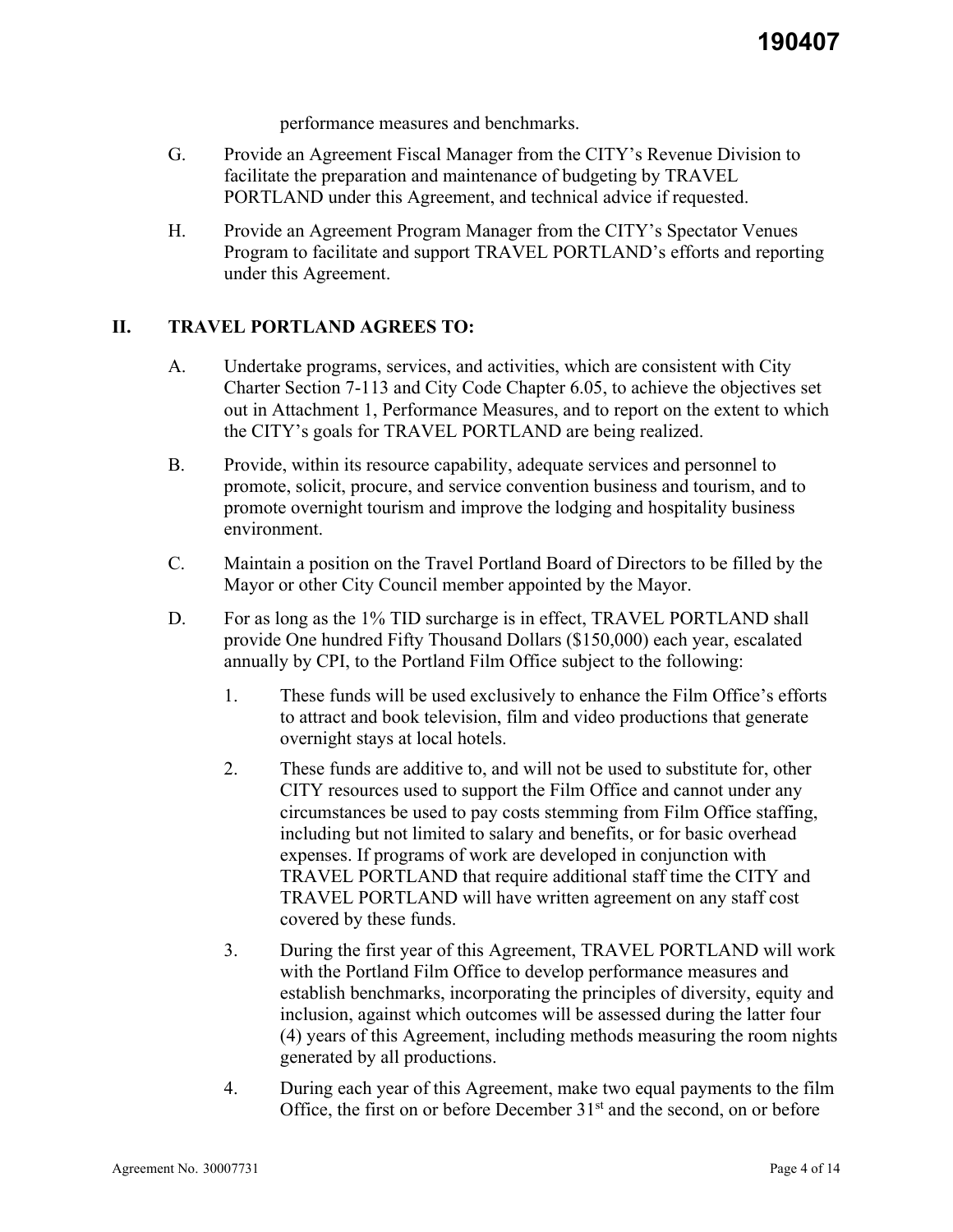performance measures and benchmarks.

G. Provide an Agreement Fiscal Manager from the CITY's Revenue Division to facilitate the preparation and maintenance of budgeting by TRAVEL PORTLAND under this Agreement, and technical advice if requested.

H. Provide an Agreement Program Manager from the CITY's Spectator Venues Program to facilitate and support TRAVEL PORTLAND's efforts and reporting under this Agreement.

## II. TRAVEL PORTLAND AGREES TO:

A. Undertake programs, services, and activities, which are consistent with City Charter Section 7-113 and City Code Chapter 6.05, to achieve the objectives set out in Attachment 1, Performance Measures, and to report on the extent to which the CITY's goals for TRAVEL PORTLAND are being realized.

B. Provide, within its resource capability, adequate services and personnel to promote, solicit, procure, and service convention business and tourism, and to promote overnight tourism and improve the lodging and hospitality business environment.

C. Maintain a position on the Travel Portland Board of Directors to be filled by the Mayor or other City Council member appointed by the Mayor.

D. For as long as the 1% TID surcharge is in effect, TRAVEL PORTLAND shall provide One hundred Fifty Thousand Dollars ($150,000) each year, escalated annually by CPI, to the Portland Film Office subject to the following:

1. These funds will be used exclusively to enhance the Film Office's efforts to attract and book television, film and video productions that generate overnight stays at local hotels.

2. These funds are additive to, and will not be used to substitute for, other CITY resources used to support the Film Office and cannot under any circumstances be used to pay costs stemming from Film Office staffing, including but not limited to salary and benefits, or for basic overhead expenses. If programs of work are developed in conjunction with TRAVEL PORTLAND that require additional staff time the CITY and TRAVEL PORTLAND will have written agreement on any staff cost covered by these funds.

3. During the first year of this Agreement, TRAVEL PORTLAND will work with the Portland Film Office to develop performance measures and establish benchmarks, incorporating the principles of diversity, equity and inclusion, against which outcomes will be assessed during the latter four (4) years of this Agreement, including methods measuring the room nights generated by all productions.

4. During each year of this Agreement, make two equal payments to the film Office, the first on or before December 31st and the second, on or before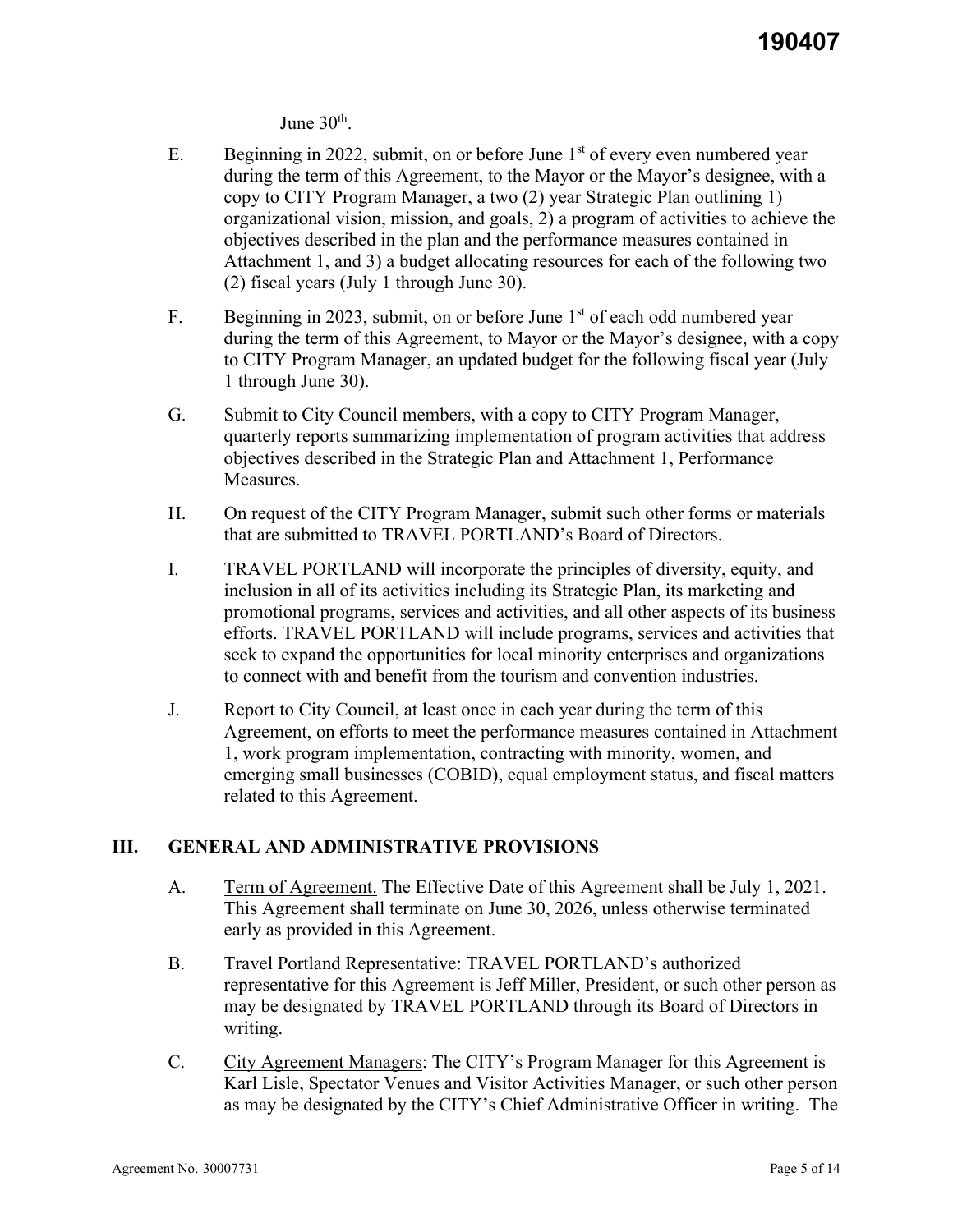June 30th.

E. Beginning in 2022, submit, on or before June 1st of every even numbered year during the term of this Agreement, to the Mayor or the Mayor's designee, with a copy to CITY Program Manager, a two (2) year Strategic Plan outlining 1) organizational vision, mission, and goals, 2) a program of activities to achieve the objectives described in the plan and the performance measures contained in Attachment 1, and 3) a budget allocating resources for each of the following two (2) fiscal years (July 1 through June 30).

F. Beginning in 2023, submit, on or before June 1st of each odd numbered year during the term of this Agreement, to Mayor or the Mayor's designee, with a copy to CITY Program Manager, an updated budget for the following fiscal year (July 1 through June 30).

G. Submit to City Council members, with a copy to CITY Program Manager, quarterly reports summarizing implementation of program activities that address objectives described in the Strategic Plan and Attachment 1, Performance Measures.

H. On request of the CITY Program Manager, submit such other forms or materials that are submitted to TRAVEL PORTLAND's Board of Directors.

I. TRAVEL PORTLAND will incorporate the principles of diversity, equity, and inclusion in all of its activities including its Strategic Plan, its marketing and promotional programs, services and activities, and all other aspects of its business efforts. TRAVEL PORTLAND will include programs, services and activities that seek to expand the opportunities for local minority enterprises and organizations to connect with and benefit from the tourism and convention industries.

J. Report to City Council, at least once in each year during the term of this Agreement, on efforts to meet the performance measures contained in Attachment 1, work program implementation, contracting with minority, women, and emerging small businesses (COBID), equal employment status, and fiscal matters related to this Agreement.

## III. GENERAL AND ADMINISTRATIVE PROVISIONS

A. Term of Agreement. The Effective Date of this Agreement shall be July 1, 2021. This Agreement shall terminate on June 30, 2026, unless otherwise terminated early as provided in this Agreement.

B. Travel Portland Representative: TRAVEL PORTLAND's authorized representative for this Agreement is Jeff Miller, President, or such other person as may be designated by TRAVEL PORTLAND through its Board of Directors in writing.

C. City Agreement Managers: The CITY's Program Manager for this Agreement is Karl Lisle, Spectator Venues and Visitor Activities Manager, or such other person as may be designated by the CITY's Chief Administrative Officer in writing. The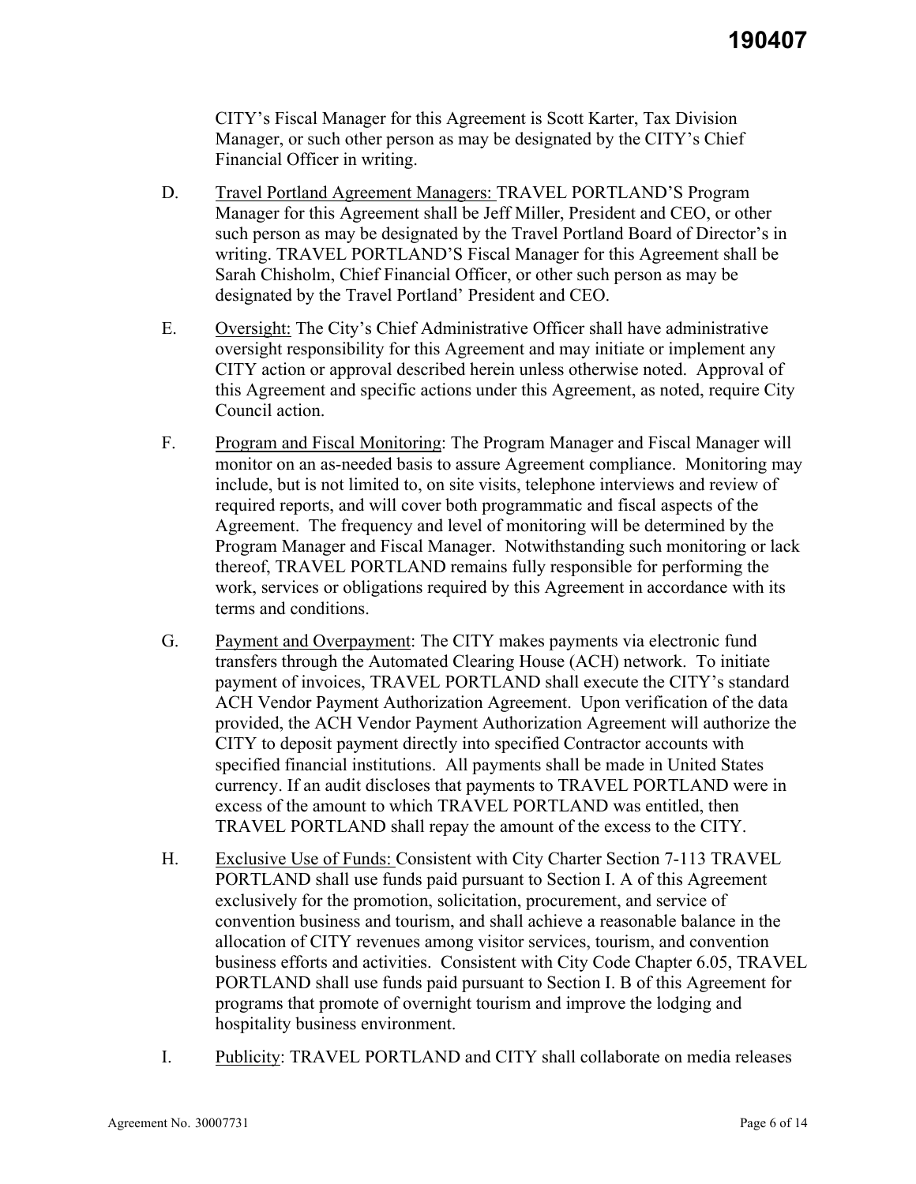CITY's Fiscal Manager for this Agreement is Scott Karter, Tax Division Manager, or such other person as may be designated by the CITY's Chief Financial Officer in writing.

D. Travel Portland Agreement Managers: TRAVEL PORTLAND'S Program Manager for this Agreement shall be Jeff Miller, President and CEO, or other such person as may be designated by the Travel Portland Board of Director's in writing. TRAVEL PORTLAND'S Fiscal Manager for this Agreement shall be Sarah Chisholm, Chief Financial Officer, or other such person as may be designated by the Travel Portland' President and CEO.

E. Oversight: The City's Chief Administrative Officer shall have administrative oversight responsibility for this Agreement and may initiate or implement any CITY action or approval described herein unless otherwise noted. Approval of this Agreement and specific actions under this Agreement, as noted, require City Council action.

F. Program and Fiscal Monitoring: The Program Manager and Fiscal Manager will monitor on an as-needed basis to assure Agreement compliance. Monitoring may include, but is not limited to, on site visits, telephone interviews and review of required reports, and will cover both programmatic and fiscal aspects of the Agreement. The frequency and level of monitoring will be determined by the Program Manager and Fiscal Manager. Notwithstanding such monitoring or lack thereof, TRAVEL PORTLAND remains fully responsible for performing the work, services or obligations required by this Agreement in accordance with its terms and conditions.

G. Payment and Overpayment: The CITY makes payments via electronic fund transfers through the Automated Clearing House (ACH) network. To initiate payment of invoices, TRAVEL PORTLAND shall execute the CITY's standard ACH Vendor Payment Authorization Agreement. Upon verification of the data provided, the ACH Vendor Payment Authorization Agreement will authorize the CITY to deposit payment directly into specified Contractor accounts with specified financial institutions. All payments shall be made in United States currency. If an audit discloses that payments to TRAVEL PORTLAND were in excess of the amount to which TRAVEL PORTLAND was entitled, then TRAVEL PORTLAND shall repay the amount of the excess to the CITY.

H. Exclusive Use of Funds: Consistent with City Charter Section 7-113 TRAVEL PORTLAND shall use funds paid pursuant to Section I. A of this Agreement exclusively for the promotion, solicitation, procurement, and service of convention business and tourism, and shall achieve a reasonable balance in the allocation of CITY revenues among visitor services, tourism, and convention business efforts and activities. Consistent with City Code Chapter 6.05, TRAVEL PORTLAND shall use funds paid pursuant to Section I. B of this Agreement for programs that promote of overnight tourism and improve the lodging and hospitality business environment.

I. Publicity: TRAVEL PORTLAND and CITY shall collaborate on media releases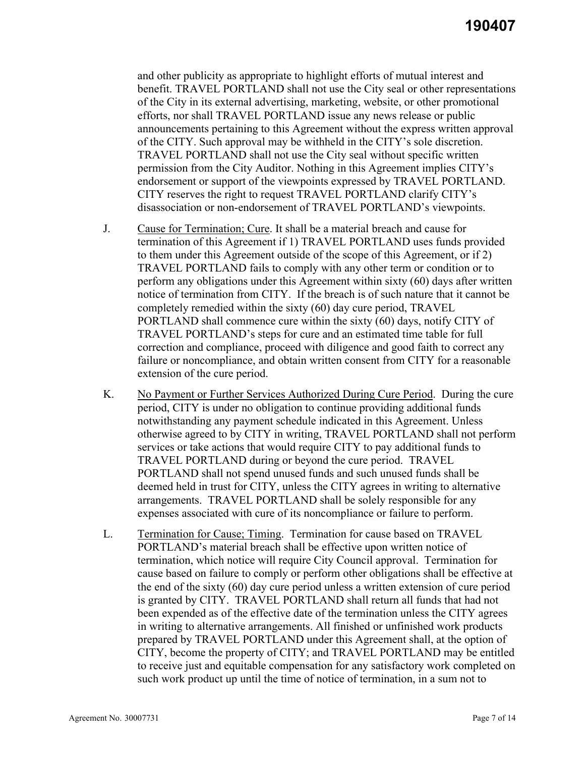and other publicity as appropriate to highlight efforts of mutual interest and benefit. TRAVEL PORTLAND shall not use the City seal or other representations of the City in its external advertising, marketing, website, or other promotional efforts, nor shall TRAVEL PORTLAND issue any news release or public announcements pertaining to this Agreement without the express written approval of the CITY. Such approval may be withheld in the CITY's sole discretion. TRAVEL PORTLAND shall not use the City seal without specific written permission from the City Auditor. Nothing in this Agreement implies CITY's endorsement or support of the viewpoints expressed by TRAVEL PORTLAND. CITY reserves the right to request TRAVEL PORTLAND clarify CITY's disassociation or non-endorsement of TRAVEL PORTLAND's viewpoints.

J. Cause for Termination; Cure. It shall be a material breach and cause for termination of this Agreement if 1) TRAVEL PORTLAND uses funds provided to them under this Agreement outside of the scope of this Agreement, or if 2) TRAVEL PORTLAND fails to comply with any other term or condition or to perform any obligations under this Agreement within sixty (60) days after written notice of termination from CITY. If the breach is of such nature that it cannot be completely remedied within the sixty (60) day cure period, TRAVEL PORTLAND shall commence cure within the sixty (60) days, notify CITY of TRAVEL PORTLAND's steps for cure and an estimated time table for full correction and compliance, proceed with diligence and good faith to correct any failure or noncompliance, and obtain written consent from CITY for a reasonable extension of the cure period.

K. No Payment or Further Services Authorized During Cure Period. During the cure period, CITY is under no obligation to continue providing additional funds notwithstanding any payment schedule indicated in this Agreement. Unless otherwise agreed to by CITY in writing, TRAVEL PORTLAND shall not perform services or take actions that would require CITY to pay additional funds to TRAVEL PORTLAND during or beyond the cure period. TRAVEL PORTLAND shall not spend unused funds and such unused funds shall be deemed held in trust for CITY, unless the CITY agrees in writing to alternative arrangements. TRAVEL PORTLAND shall be solely responsible for any expenses associated with cure of its noncompliance or failure to perform.

L. Termination for Cause; Timing. Termination for cause based on TRAVEL PORTLAND's material breach shall be effective upon written notice of termination, which notice will require City Council approval. Termination for cause based on failure to comply or perform other obligations shall be effective at the end of the sixty (60) day cure period unless a written extension of cure period is granted by CITY. TRAVEL PORTLAND shall return all funds that had not been expended as of the effective date of the termination unless the CITY agrees in writing to alternative arrangements. All finished or unfinished work products prepared by TRAVEL PORTLAND under this Agreement shall, at the option of CITY, become the property of CITY; and TRAVEL PORTLAND may be entitled to receive just and equitable compensation for any satisfactory work completed on such work product up until the time of notice of termination, in a sum not to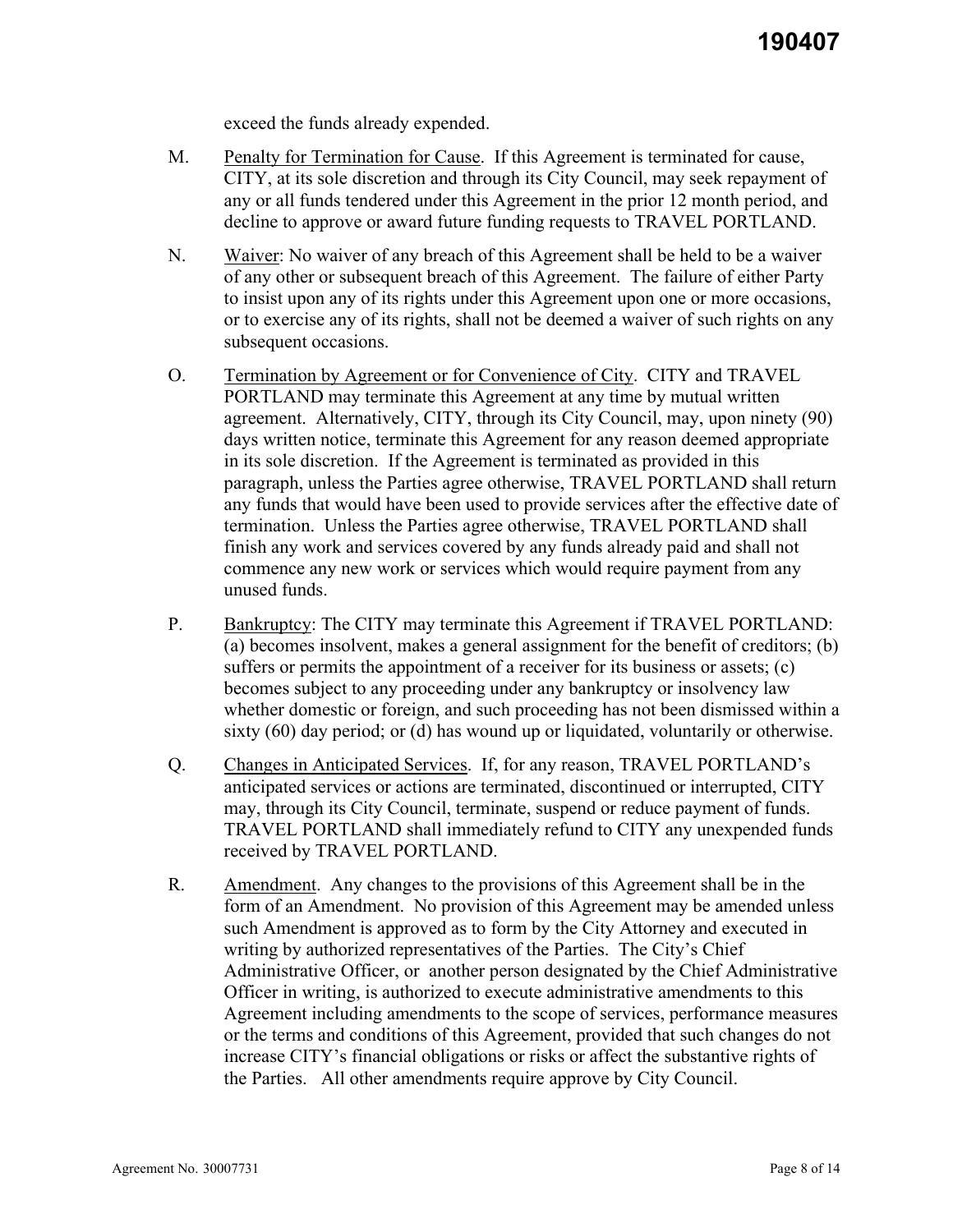exceed the funds already expended.

M. <u>Penalty for Termination for Cause</u>. If this Agreement is terminated for cause, CITY, at its sole discretion and through its City Council, may seek repayment of any or all funds tendered under this Agreement in the prior 12 month period, and decline to approve or award future funding requests to TRAVEL PORTLAND.

N. <u>Waiver</u>: No waiver of any breach of this Agreement shall be held to be a waiver of any other or subsequent breach of this Agreement. The failure of either Party to insist upon any of its rights under this Agreement upon one or more occasions, or to exercise any of its rights, shall not be deemed a waiver of such rights on any subsequent occasions.

O. <u>Termination by Agreement or for Convenience of City</u>. CITY and TRAVEL PORTLAND may terminate this Agreement at any time by mutual written agreement. Alternatively, CITY, through its City Council, may, upon ninety (90) days written notice, terminate this Agreement for any reason deemed appropriate in its sole discretion. If the Agreement is terminated as provided in this paragraph, unless the Parties agree otherwise, TRAVEL PORTLAND shall return any funds that would have been used to provide services after the effective date of termination. Unless the Parties agree otherwise, TRAVEL PORTLAND shall finish any work and services covered by any funds already paid and shall not commence any new work or services which would require payment from any unused funds.

P. <u>Bankruptcy</u>: The CITY may terminate this Agreement if TRAVEL PORTLAND: (a) becomes insolvent, makes a general assignment for the benefit of creditors; (b) suffers or permits the appointment of a receiver for its business or assets; (c) becomes subject to any proceeding under any bankruptcy or insolvency law whether domestic or foreign, and such proceeding has not been dismissed within a sixty (60) day period; or (d) has wound up or liquidated, voluntarily or otherwise.

Q. <u>Changes in Anticipated Services</u>. If, for any reason, TRAVEL PORTLAND's anticipated services or actions are terminated, discontinued or interrupted, CITY may, through its City Council, terminate, suspend or reduce payment of funds. TRAVEL PORTLAND shall immediately refund to CITY any unexpended funds received by TRAVEL PORTLAND.

R. <u>Amendment</u>. Any changes to the provisions of this Agreement shall be in the form of an Amendment. No provision of this Agreement may be amended unless such Amendment is approved as to form by the City Attorney and executed in writing by authorized representatives of the Parties. The City's Chief Administrative Officer, or another person designated by the Chief Administrative Officer in writing, is authorized to execute administrative amendments to this Agreement including amendments to the scope of services, performance measures or the terms and conditions of this Agreement, provided that such changes do not increase CITY's financial obligations or risks or affect the substantive rights of the Parties. All other amendments require approve by City Council.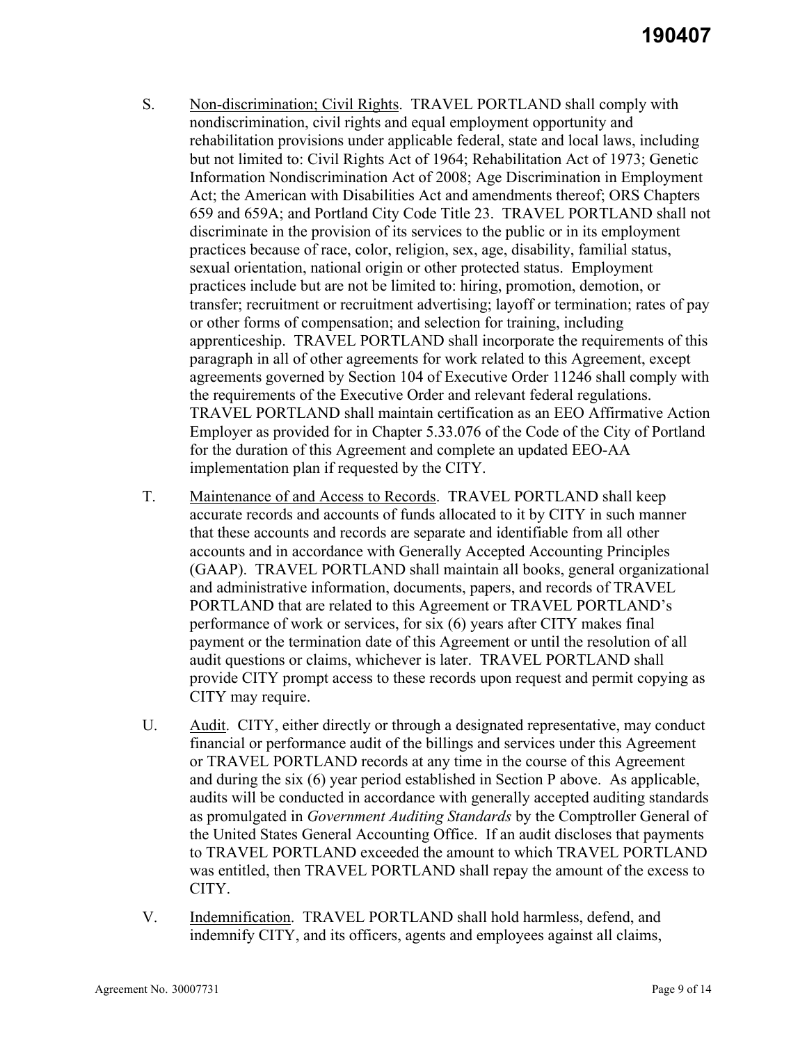S. Non-discrimination; Civil Rights. TRAVEL PORTLAND shall comply with nondiscrimination, civil rights and equal employment opportunity and rehabilitation provisions under applicable federal, state and local laws, including but not limited to: Civil Rights Act of 1964; Rehabilitation Act of 1973; Genetic Information Nondiscrimination Act of 2008; Age Discrimination in Employment Act; the American with Disabilities Act and amendments thereof; ORS Chapters 659 and 659A; and Portland City Code Title 23. TRAVEL PORTLAND shall not discriminate in the provision of its services to the public or in its employment practices because of race, color, religion, sex, age, disability, familial status, sexual orientation, national origin or other protected status. Employment practices include but are not be limited to: hiring, promotion, demotion, or transfer; recruitment or recruitment advertising; layoff or termination; rates of pay or other forms of compensation; and selection for training, including apprenticeship. TRAVEL PORTLAND shall incorporate the requirements of this paragraph in all of other agreements for work related to this Agreement, except agreements governed by Section 104 of Executive Order 11246 shall comply with the requirements of the Executive Order and relevant federal regulations. TRAVEL PORTLAND shall maintain certification as an EEO Affirmative Action Employer as provided for in Chapter 5.33.076 of the Code of the City of Portland for the duration of this Agreement and complete an updated EEO-AA implementation plan if requested by the CITY.

T. Maintenance of and Access to Records. TRAVEL PORTLAND shall keep accurate records and accounts of funds allocated to it by CITY in such manner that these accounts and records are separate and identifiable from all other accounts and in accordance with Generally Accepted Accounting Principles (GAAP). TRAVEL PORTLAND shall maintain all books, general organizational and administrative information, documents, papers, and records of TRAVEL PORTLAND that are related to this Agreement or TRAVEL PORTLAND's performance of work or services, for six (6) years after CITY makes final payment or the termination date of this Agreement or until the resolution of all audit questions or claims, whichever is later. TRAVEL PORTLAND shall provide CITY prompt access to these records upon request and permit copying as CITY may require.

U. Audit. CITY, either directly or through a designated representative, may conduct financial or performance audit of the billings and services under this Agreement or TRAVEL PORTLAND records at any time in the course of this Agreement and during the six (6) year period established in Section P above. As applicable, audits will be conducted in accordance with generally accepted auditing standards as promulgated in *Government Auditing Standards* by the Comptroller General of the United States General Accounting Office. If an audit discloses that payments to TRAVEL PORTLAND exceeded the amount to which TRAVEL PORTLAND was entitled, then TRAVEL PORTLAND shall repay the amount of the excess to CITY.

V. Indemnification. TRAVEL PORTLAND shall hold harmless, defend, and indemnify CITY, and its officers, agents and employees against all claims,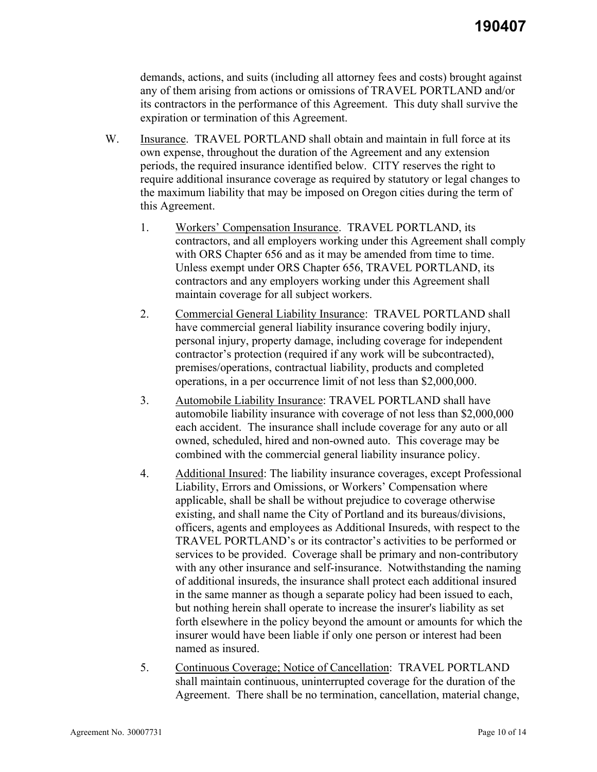demands, actions, and suits (including all attorney fees and costs) brought against any of them arising from actions or omissions of TRAVEL PORTLAND and/or its contractors in the performance of this Agreement. This duty shall survive the expiration or termination of this Agreement.

W. Insurance. TRAVEL PORTLAND shall obtain and maintain in full force at its own expense, throughout the duration of the Agreement and any extension periods, the required insurance identified below. CITY reserves the right to require additional insurance coverage as required by statutory or legal changes to the maximum liability that may be imposed on Oregon cities during the term of this Agreement.

1. Workers' Compensation Insurance. TRAVEL PORTLAND, its contractors, and all employers working under this Agreement shall comply with ORS Chapter 656 and as it may be amended from time to time. Unless exempt under ORS Chapter 656, TRAVEL PORTLAND, its contractors and any employers working under this Agreement shall maintain coverage for all subject workers.

2. Commercial General Liability Insurance: TRAVEL PORTLAND shall have commercial general liability insurance covering bodily injury, personal injury, property damage, including coverage for independent contractor's protection (required if any work will be subcontracted), premises/operations, contractual liability, products and completed operations, in a per occurrence limit of not less than $2,000,000.

3. Automobile Liability Insurance: TRAVEL PORTLAND shall have automobile liability insurance with coverage of not less than $2,000,000 each accident. The insurance shall include coverage for any auto or all owned, scheduled, hired and non-owned auto. This coverage may be combined with the commercial general liability insurance policy.

4. Additional Insured: The liability insurance coverages, except Professional Liability, Errors and Omissions, or Workers' Compensation where applicable, shall be shall be without prejudice to coverage otherwise existing, and shall name the City of Portland and its bureaus/divisions, officers, agents and employees as Additional Insureds, with respect to the TRAVEL PORTLAND's or its contractor's activities to be performed or services to be provided. Coverage shall be primary and non-contributory with any other insurance and self-insurance. Notwithstanding the naming of additional insureds, the insurance shall protect each additional insured in the same manner as though a separate policy had been issued to each, but nothing herein shall operate to increase the insurer's liability as set forth elsewhere in the policy beyond the amount or amounts for which the insurer would have been liable if only one person or interest had been named as insured.

5. Continuous Coverage; Notice of Cancellation: TRAVEL PORTLAND shall maintain continuous, uninterrupted coverage for the duration of the Agreement. There shall be no termination, cancellation, material change,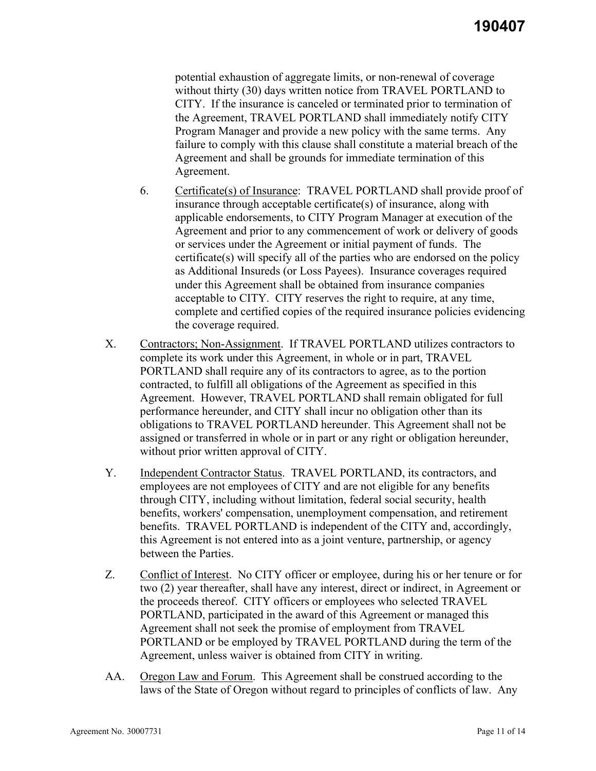potential exhaustion of aggregate limits, or non-renewal of coverage without thirty (30) days written notice from TRAVEL PORTLAND to CITY. If the insurance is canceled or terminated prior to termination of the Agreement, TRAVEL PORTLAND shall immediately notify CITY Program Manager and provide a new policy with the same terms. Any failure to comply with this clause shall constitute a material breach of the Agreement and shall be grounds for immediate termination of this Agreement.

6. <u>Certificate(s) of Insurance</u>: TRAVEL PORTLAND shall provide proof of insurance through acceptable certificate(s) of insurance, along with applicable endorsements, to CITY Program Manager at execution of the Agreement and prior to any commencement of work or delivery of goods or services under the Agreement or initial payment of funds. The certificate(s) will specify all of the parties who are endorsed on the policy as Additional Insureds (or Loss Payees). Insurance coverages required under this Agreement shall be obtained from insurance companies acceptable to CITY. CITY reserves the right to require, at any time, complete and certified copies of the required insurance policies evidencing the coverage required.

X. <u>Contractors; Non-Assignment</u>. If TRAVEL PORTLAND utilizes contractors to complete its work under this Agreement, in whole or in part, TRAVEL PORTLAND shall require any of its contractors to agree, as to the portion contracted, to fulfill all obligations of the Agreement as specified in this Agreement. However, TRAVEL PORTLAND shall remain obligated for full performance hereunder, and CITY shall incur no obligation other than its obligations to TRAVEL PORTLAND hereunder. This Agreement shall not be assigned or transferred in whole or in part or any right or obligation hereunder, without prior written approval of CITY.

Y. <u>Independent Contractor Status</u>. TRAVEL PORTLAND, its contractors, and employees are not employees of CITY and are not eligible for any benefits through CITY, including without limitation, federal social security, health benefits, workers' compensation, unemployment compensation, and retirement benefits. TRAVEL PORTLAND is independent of the CITY and, accordingly, this Agreement is not entered into as a joint venture, partnership, or agency between the Parties.

Z. <u>Conflict of Interest</u>. No CITY officer or employee, during his or her tenure or for two (2) year thereafter, shall have any interest, direct or indirect, in Agreement or the proceeds thereof. CITY officers or employees who selected TRAVEL PORTLAND, participated in the award of this Agreement or managed this Agreement shall not seek the promise of employment from TRAVEL PORTLAND or be employed by TRAVEL PORTLAND during the term of the Agreement, unless waiver is obtained from CITY in writing.

AA. <u>Oregon Law and Forum</u>. This Agreement shall be construed according to the laws of the State of Oregon without regard to principles of conflicts of law. Any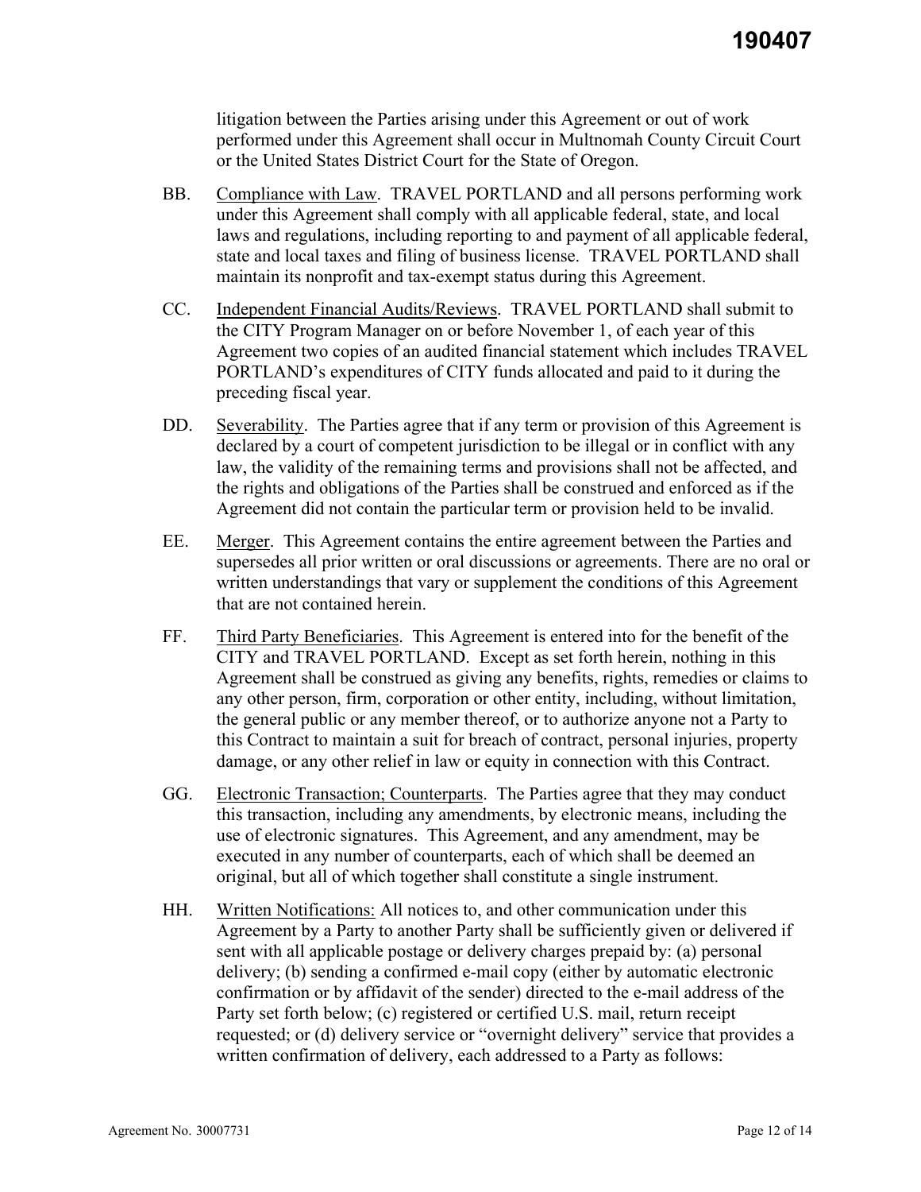litigation between the Parties arising under this Agreement or out of work performed under this Agreement shall occur in Multnomah County Circuit Court or the United States District Court for the State of Oregon.

BB. Compliance with Law. TRAVEL PORTLAND and all persons performing work under this Agreement shall comply with all applicable federal, state, and local laws and regulations, including reporting to and payment of all applicable federal, state and local taxes and filing of business license. TRAVEL PORTLAND shall maintain its nonprofit and tax-exempt status during this Agreement.

CC. Independent Financial Audits/Reviews. TRAVEL PORTLAND shall submit to the CITY Program Manager on or before November 1, of each year of this Agreement two copies of an audited financial statement which includes TRAVEL PORTLAND's expenditures of CITY funds allocated and paid to it during the preceding fiscal year.

DD. Severability. The Parties agree that if any term or provision of this Agreement is declared by a court of competent jurisdiction to be illegal or in conflict with any law, the validity of the remaining terms and provisions shall not be affected, and the rights and obligations of the Parties shall be construed and enforced as if the Agreement did not contain the particular term or provision held to be invalid.

EE. Merger. This Agreement contains the entire agreement between the Parties and supersedes all prior written or oral discussions or agreements. There are no oral or written understandings that vary or supplement the conditions of this Agreement that are not contained herein.

FF. Third Party Beneficiaries. This Agreement is entered into for the benefit of the CITY and TRAVEL PORTLAND. Except as set forth herein, nothing in this Agreement shall be construed as giving any benefits, rights, remedies or claims to any other person, firm, corporation or other entity, including, without limitation, the general public or any member thereof, or to authorize anyone not a Party to this Contract to maintain a suit for breach of contract, personal injuries, property damage, or any other relief in law or equity in connection with this Contract.

GG. Electronic Transaction; Counterparts. The Parties agree that they may conduct this transaction, including any amendments, by electronic means, including the use of electronic signatures. This Agreement, and any amendment, may be executed in any number of counterparts, each of which shall be deemed an original, but all of which together shall constitute a single instrument.

HH. Written Notifications: All notices to, and other communication under this Agreement by a Party to another Party shall be sufficiently given or delivered if sent with all applicable postage or delivery charges prepaid by: (a) personal delivery; (b) sending a confirmed e-mail copy (either by automatic electronic confirmation or by affidavit of the sender) directed to the e-mail address of the Party set forth below; (c) registered or certified U.S. mail, return receipt requested; or (d) delivery service or "overnight delivery" service that provides a written confirmation of delivery, each addressed to a Party as follows: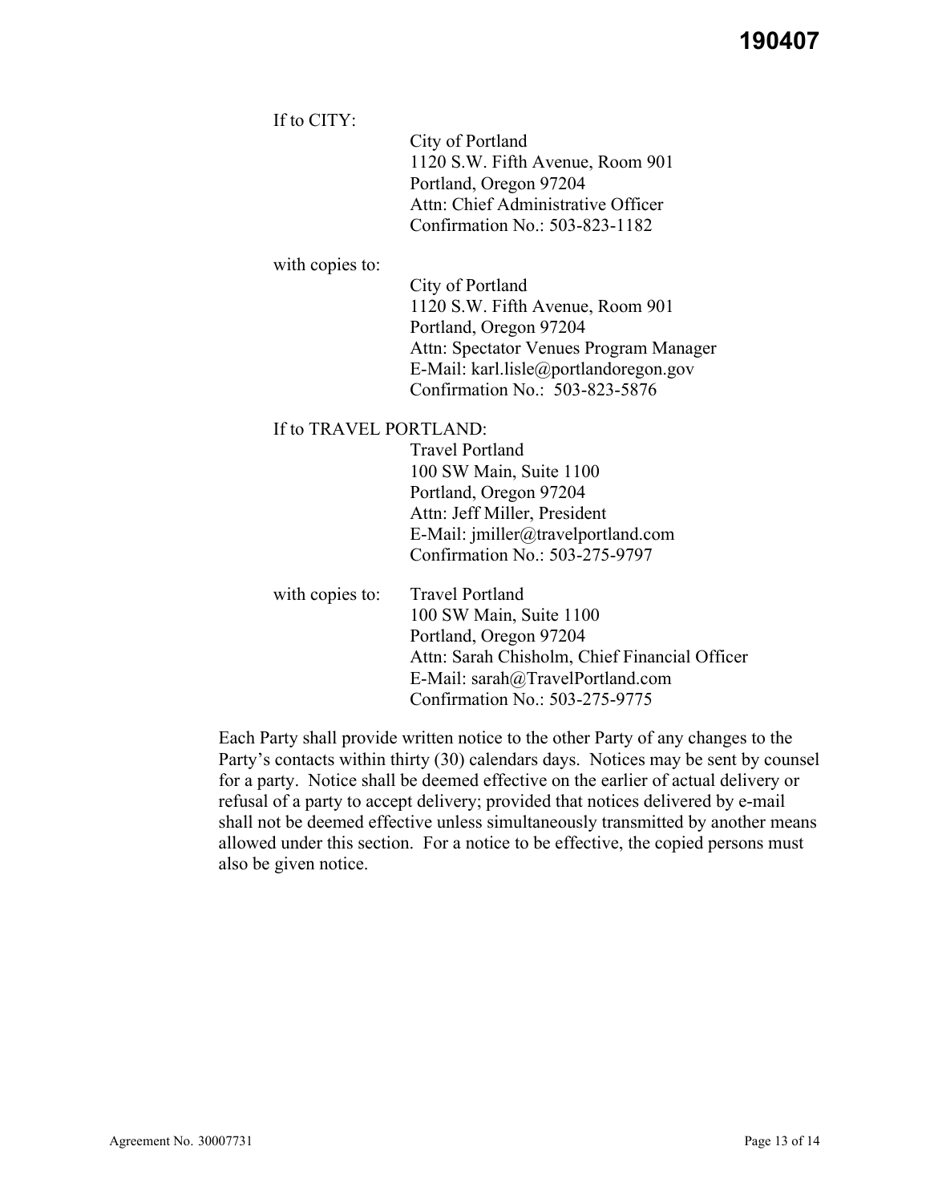If to CITY:

City of Portland
1120 S.W. Fifth Avenue, Room 901
Portland, Oregon 97204
Attn: Chief Administrative Officer
Confirmation No.: 503-823-1182

with copies to:

City of Portland
1120 S.W. Fifth Avenue, Room 901
Portland, Oregon 97204
Attn: Spectator Venues Program Manager
E-Mail: karl.lisle@portlandoregon.gov
Confirmation No.: 503-823-5876

If to TRAVEL PORTLAND:

Travel Portland
100 SW Main, Suite 1100
Portland, Oregon 97204
Attn: Jeff Miller, President
E-Mail: jmiller@travelportland.com
Confirmation No.: 503-275-9797

with copies to:

Travel Portland
100 SW Main, Suite 1100
Portland, Oregon 97204
Attn: Sarah Chisholm, Chief Financial Officer
E-Mail: sarah@TravelPortland.com
Confirmation No.: 503-275-9775

Each Party shall provide written notice to the other Party of any changes to the Party's contacts within thirty (30) calendars days. Notices may be sent by counsel for a party. Notice shall be deemed effective on the earlier of actual delivery or refusal of a party to accept delivery; provided that notices delivered by e-mail shall not be deemed effective unless simultaneously transmitted by another means allowed under this section. For a notice to be effective, the copied persons must also be given notice.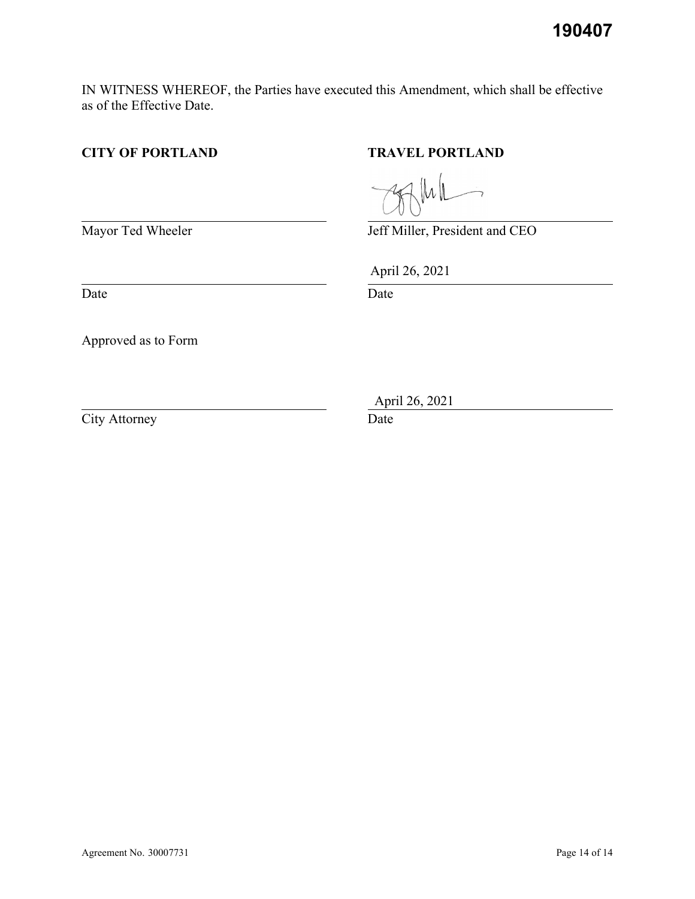190407

IN WITNESS WHEREOF, the Parties have executed this Amendment, which shall be effective as of the Effective Date.

**CITY OF PORTLAND**

______________________________
Mayor Ted Wheeler

______________________________
Date

Approved as to Form

______________________________
City Attorney

**TRAVEL PORTLAND**

______________________________
Jeff Miller, President and CEO

April 26, 2021
______________________________
Date

April 26, 2021
______________________________
Date

Agreement No. 30007731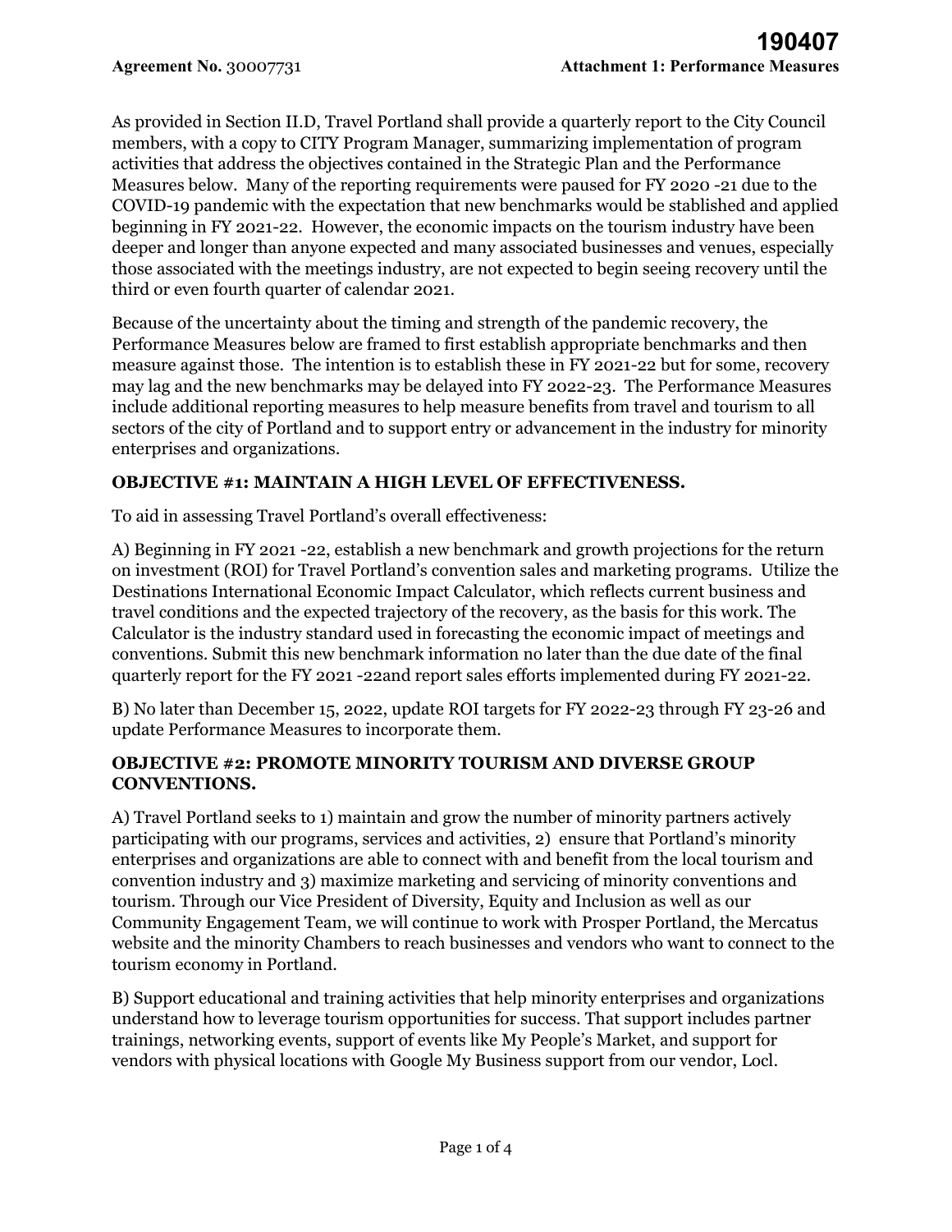As provided in Section II.D, Travel Portland shall provide a quarterly report to the City Council members, with a copy to CITY Program Manager, summarizing implementation of program activities that address the objectives contained in the Strategic Plan and the Performance Measures below. Many of the reporting requirements were paused for FY 2020 -21 due to the COVID-19 pandemic with the expectation that new benchmarks would be stablished and applied beginning in FY 2021-22. However, the economic impacts on the tourism industry have been deeper and longer than anyone expected and many associated businesses and venues, especially those associated with the meetings industry, are not expected to begin seeing recovery until the third or even fourth quarter of calendar 2021.

Because of the uncertainty about the timing and strength of the pandemic recovery, the Performance Measures below are framed to first establish appropriate benchmarks and then measure against those. The intention is to establish these in FY 2021-22 but for some, recovery may lag and the new benchmarks may be delayed into FY 2022-23. The Performance Measures include additional reporting measures to help measure benefits from travel and tourism to all sectors of the city of Portland and to support entry or advancement in the industry for minority enterprises and organizations.

**OBJECTIVE #1: MAINTAIN A HIGH LEVEL OF EFFECTIVENESS.**

To aid in assessing Travel Portland's overall effectiveness:

A) Beginning in FY 2021 -22, establish a new benchmark and growth projections for the return on investment (ROI) for Travel Portland's convention sales and marketing programs. Utilize the Destinations International Economic Impact Calculator, which reflects current business and travel conditions and the expected trajectory of the recovery, as the basis for this work. The Calculator is the industry standard used in forecasting the economic impact of meetings and conventions. Submit this new benchmark information no later than the due date of the final quarterly report for the FY 2021 -22and report sales efforts implemented during FY 2021-22.

B) No later than December 15, 2022, update ROI targets for FY 2022-23 through FY 23-26 and update Performance Measures to incorporate them.

**OBJECTIVE #2: PROMOTE MINORITY TOURISM AND DIVERSE GROUP CONVENTIONS.**

A) Travel Portland seeks to 1) maintain and grow the number of minority partners actively participating with our programs, services and activities, 2) ensure that Portland's minority enterprises and organizations are able to connect with and benefit from the local tourism and convention industry and 3) maximize marketing and servicing of minority conventions and tourism. Through our Vice President of Diversity, Equity and Inclusion as well as our Community Engagement Team, we will continue to work with Prosper Portland, the Mercatus website and the minority Chambers to reach businesses and vendors who want to connect to the tourism economy in Portland.

B) Support educational and training activities that help minority enterprises and organizations understand how to leverage tourism opportunities for success. That support includes partner trainings, networking events, support of events like My People's Market, and support for vendors with physical locations with Google My Business support from our vendor, Locl.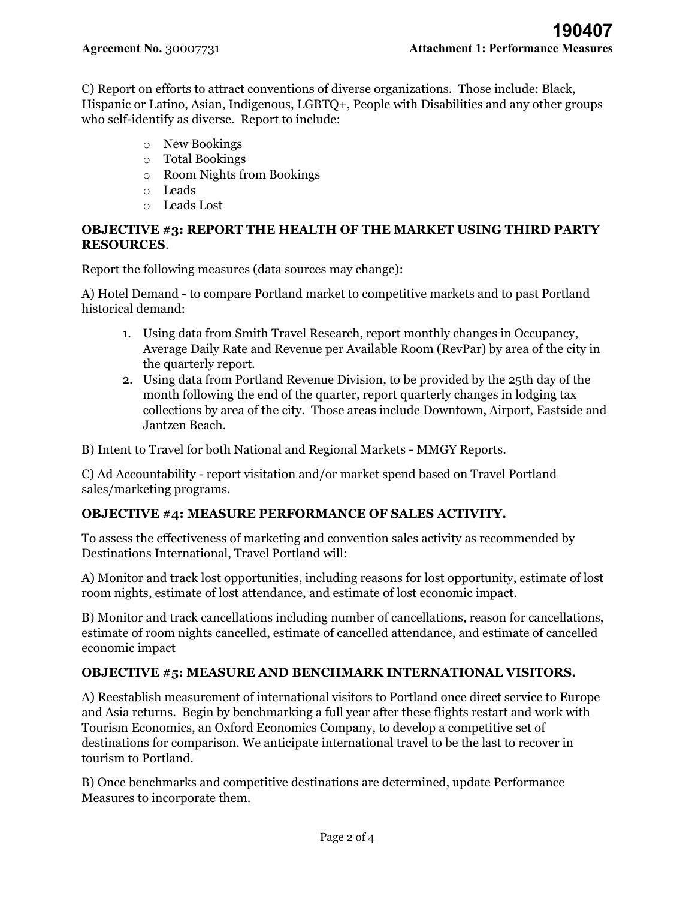C) Report on efforts to attract conventions of diverse organizations. Those include: Black, Hispanic or Latino, Asian, Indigenous, LGBTQ+, People with Disabilities and any other groups who self-identify as diverse. Report to include:

- New Bookings
- Total Bookings
- Room Nights from Bookings
- Leads
- Leads Lost

**OBJECTIVE #3: REPORT THE HEALTH OF THE MARKET USING THIRD PARTY RESOURCES**.

Report the following measures (data sources may change):

A) Hotel Demand - to compare Portland market to competitive markets and to past Portland historical demand:

1. Using data from Smith Travel Research, report monthly changes in Occupancy, Average Daily Rate and Revenue per Available Room (RevPar) by area of the city in the quarterly report.
2. Using data from Portland Revenue Division, to be provided by the 25th day of the month following the end of the quarter, report quarterly changes in lodging tax collections by area of the city. Those areas include Downtown, Airport, Eastside and Jantzen Beach.

B) Intent to Travel for both National and Regional Markets - MMGY Reports.

C) Ad Accountability - report visitation and/or market spend based on Travel Portland sales/marketing programs.

**OBJECTIVE #4: MEASURE PERFORMANCE OF SALES ACTIVITY.**

To assess the effectiveness of marketing and convention sales activity as recommended by Destinations International, Travel Portland will:

A) Monitor and track lost opportunities, including reasons for lost opportunity, estimate of lost room nights, estimate of lost attendance, and estimate of lost economic impact.

B) Monitor and track cancellations including number of cancellations, reason for cancellations, estimate of room nights cancelled, estimate of cancelled attendance, and estimate of cancelled economic impact

**OBJECTIVE #5: MEASURE AND BENCHMARK INTERNATIONAL VISITORS.**

A) Reestablish measurement of international visitors to Portland once direct service to Europe and Asia returns. Begin by benchmarking a full year after these flights restart and work with Tourism Economics, an Oxford Economics Company, to develop a competitive set of destinations for comparison. We anticipate international travel to be the last to recover in tourism to Portland.

B) Once benchmarks and competitive destinations are determined, update Performance Measures to incorporate them.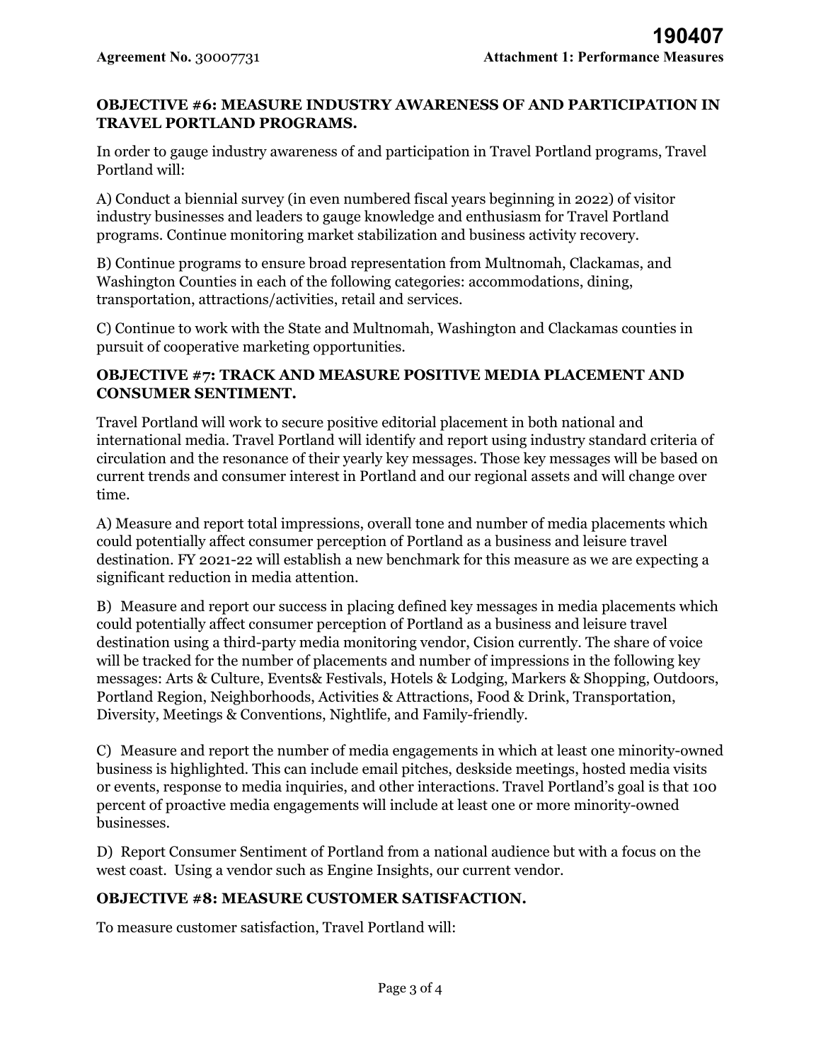### OBJECTIVE #6: MEASURE INDUSTRY AWARENESS OF AND PARTICIPATION IN TRAVEL PORTLAND PROGRAMS.

In order to gauge industry awareness of and participation in Travel Portland programs, Travel Portland will:

A) Conduct a biennial survey (in even numbered fiscal years beginning in 2022) of visitor industry businesses and leaders to gauge knowledge and enthusiasm for Travel Portland programs. Continue monitoring market stabilization and business activity recovery.

B) Continue programs to ensure broad representation from Multnomah, Clackamas, and Washington Counties in each of the following categories: accommodations, dining, transportation, attractions/activities, retail and services.

C) Continue to work with the State and Multnomah, Washington and Clackamas counties in pursuit of cooperative marketing opportunities.

### OBJECTIVE #7: TRACK AND MEASURE POSITIVE MEDIA PLACEMENT AND CONSUMER SENTIMENT.

Travel Portland will work to secure positive editorial placement in both national and international media. Travel Portland will identify and report using industry standard criteria of circulation and the resonance of their yearly key messages. Those key messages will be based on current trends and consumer interest in Portland and our regional assets and will change over time.

A) Measure and report total impressions, overall tone and number of media placements which could potentially affect consumer perception of Portland as a business and leisure travel destination. FY 2021-22 will establish a new benchmark for this measure as we are expecting a significant reduction in media attention.

B) Measure and report our success in placing defined key messages in media placements which could potentially affect consumer perception of Portland as a business and leisure travel destination using a third-party media monitoring vendor, Cision currently. The share of voice will be tracked for the number of placements and number of impressions in the following key messages: Arts & Culture, Events& Festivals, Hotels & Lodging, Markers & Shopping, Outdoors, Portland Region, Neighborhoods, Activities & Attractions, Food & Drink, Transportation, Diversity, Meetings & Conventions, Nightlife, and Family-friendly.

C) Measure and report the number of media engagements in which at least one minority-owned business is highlighted. This can include email pitches, deskside meetings, hosted media visits or events, response to media inquiries, and other interactions. Travel Portland's goal is that 100 percent of proactive media engagements will include at least one or more minority-owned businesses.

D) Report Consumer Sentiment of Portland from a national audience but with a focus on the west coast. Using a vendor such as Engine Insights, our current vendor.

### OBJECTIVE #8: MEASURE CUSTOMER SATISFACTION.

To measure customer satisfaction, Travel Portland will: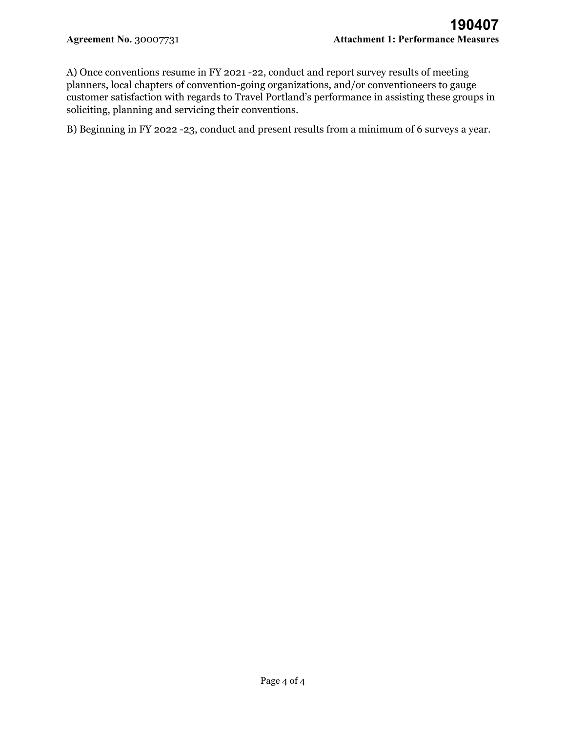A) Once conventions resume in FY 2021 -22, conduct and report survey results of meeting planners, local chapters of convention-going organizations, and/or conventioneers to gauge customer satisfaction with regards to Travel Portland's performance in assisting these groups in soliciting, planning and servicing their conventions.

B) Beginning in FY 2022 -23, conduct and present results from a minimum of 6 surveys a year.